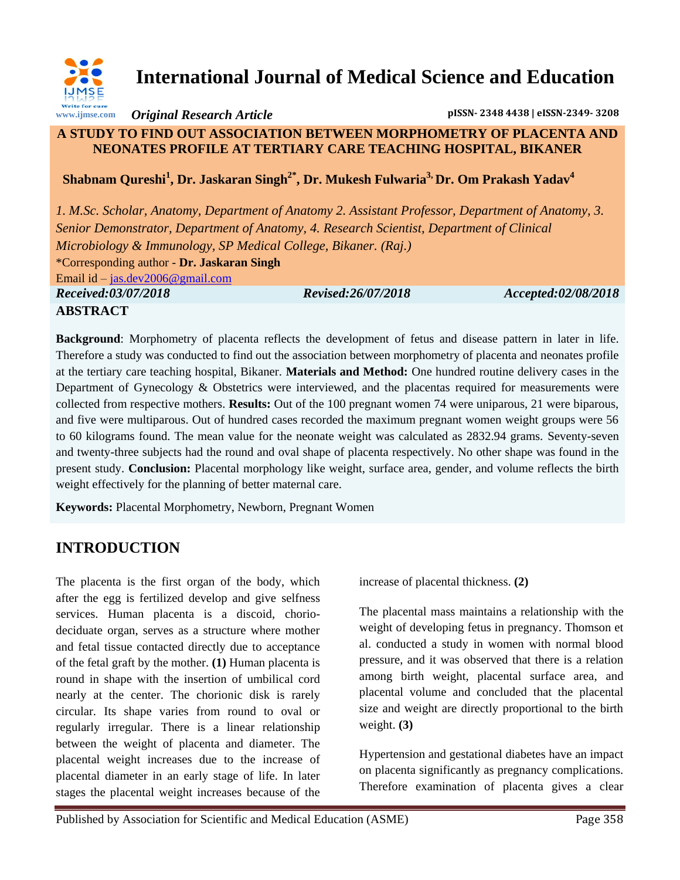# International Journal of Medical Science and Education

*Original Research Article*

pISSN- 2348 4438 | eISSN-2349- 3208

## A STUDY TO FIND OUT ASSOCIATION BETWEEN MORPHOMETRY OF PLACENTA AND NEONATES PROFILE AT TERTIARY CARE TEACHING HOSPITAL, BIKANER

**Shabnam Qureshi[1], Dr. Jaskaran Singh[2*], Dr. Mukesh Fulwaria[3], Dr. Om Prakash Yadav[4]**

*1. M.Sc. Scholar, Anatomy, Department of Anatomy 2. Assistant Professor, Department of Anatomy, 3. Senior Demonstrator, Department of Anatomy, 4. Research Scientist, Department of Clinical Microbiology & Immunology, SP Medical College, Bikaner. (Raj.)*

*Corresponding author - **Dr. Jaskaran Singh**

Email id – jas.dev2006@gmail.com

***Received:03/07/2018*** ***Revised:26/07/2018*** ***Accepted:02/08/2018***

### ABSTRACT

**Background**: Morphometry of placenta reflects the development of fetus and disease pattern in later in life. Therefore a study was conducted to find out the association between morphometry of placenta and neonates profile at the tertiary care teaching hospital, Bikaner. **Materials and Method:** One hundred routine delivery cases in the Department of Gynecology & Obstetrics were interviewed, and the placentas required for measurements were collected from respective mothers. **Results:** Out of the 100 pregnant women 74 were uniparous, 21 were biparous, and five were multiparous. Out of hundred cases recorded the maximum pregnant women weight groups were 56 to 60 kilograms found. The mean value for the neonate weight was calculated as 2832.94 grams. Seventy-seven and twenty-three subjects had the round and oval shape of placenta respectively. No other shape was found in the present study. **Conclusion:** Placental morphology like weight, surface area, gender, and volume reflects the birth weight effectively for the planning of better maternal care.

**Keywords:** Placental Morphometry, Newborn, Pregnant Women

## INTRODUCTION

The placenta is the first organ of the body, which after the egg is fertilized develop and give selfness services. Human placenta is a discoid, chorio-deciduate organ, serves as a structure where mother and fetal tissue contacted directly due to acceptance of the fetal graft by the mother. **(1)** Human placenta is round in shape with the insertion of umbilical cord nearly at the center. The chorionic disk is rarely circular. Its shape varies from round to oval or regularly irregular. There is a linear relationship between the weight of placenta and diameter. The placental weight increases due to the increase of placental diameter in an early stage of life. In later stages the placental weight increases because of the increase of placental thickness. **(2)**

The placental mass maintains a relationship with the weight of developing fetus in pregnancy. Thomson et al. conducted a study in women with normal blood pressure, and it was observed that there is a relation among birth weight, placental surface area, and placental volume and concluded that the placental size and weight are directly proportional to the birth weight. **(3)**

Hypertension and gestational diabetes have an impact on placenta significantly as pregnancy complications. Therefore examination of placenta gives a clear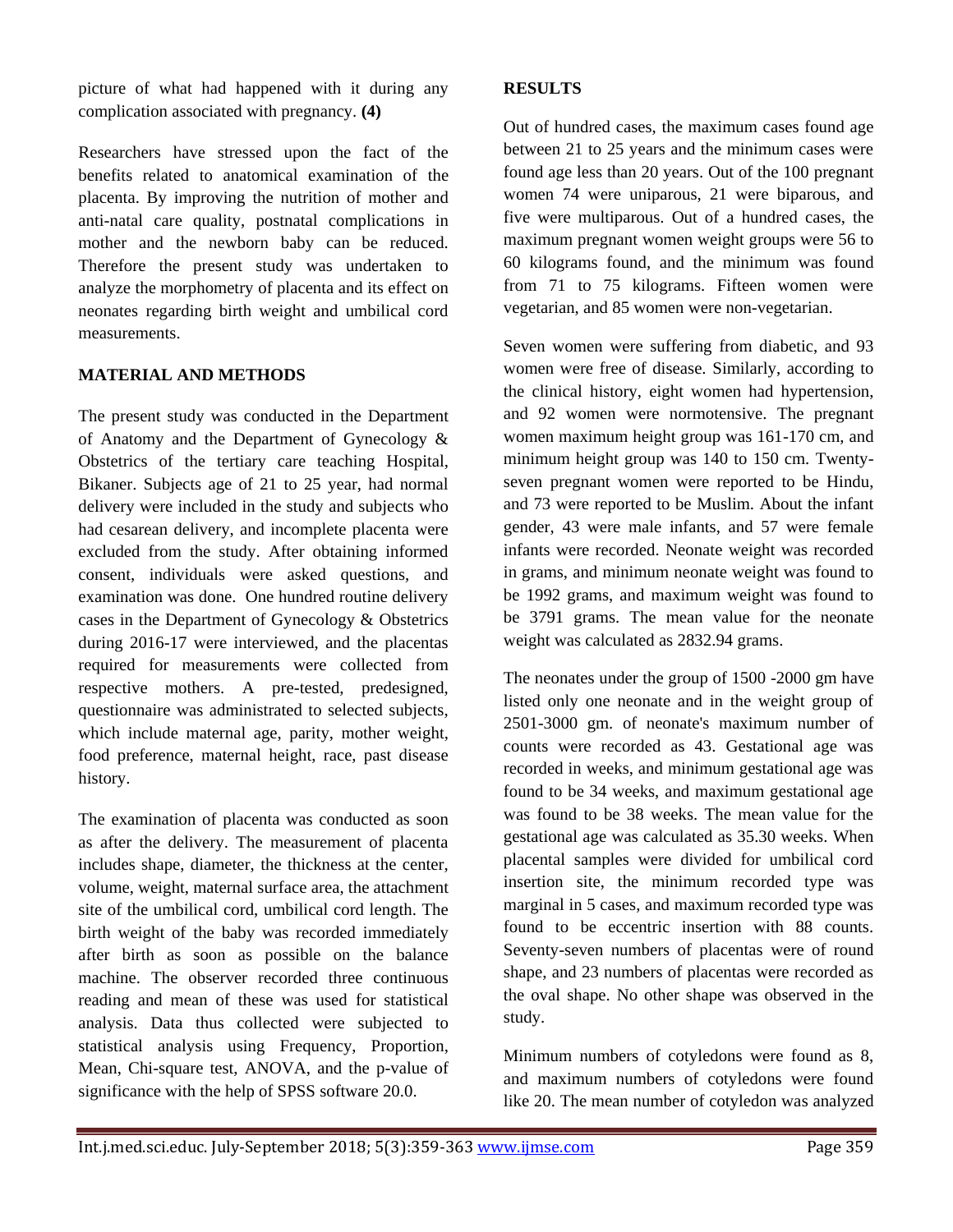picture of what had happened with it during any complication associated with pregnancy. **(4)**

Researchers have stressed upon the fact of the benefits related to anatomical examination of the placenta. By improving the nutrition of mother and anti-natal care quality, postnatal complications in mother and the newborn baby can be reduced. Therefore the present study was undertaken to analyze the morphometry of placenta and its effect on neonates regarding birth weight and umbilical cord measurements.

## MATERIAL AND METHODS

The present study was conducted in the Department of Anatomy and the Department of Gynecology & Obstetrics of the tertiary care teaching Hospital, Bikaner. Subjects age of 21 to 25 year, had normal delivery were included in the study and subjects who had cesarean delivery, and incomplete placenta were excluded from the study. After obtaining informed consent, individuals were asked questions, and examination was done. One hundred routine delivery cases in the Department of Gynecology & Obstetrics during 2016-17 were interviewed, and the placentas required for measurements were collected from respective mothers. A pre-tested, predesigned, questionnaire was administrated to selected subjects, which include maternal age, parity, mother weight, food preference, maternal height, race, past disease history.

The examination of placenta was conducted as soon as after the delivery. The measurement of placenta includes shape, diameter, the thickness at the center, volume, weight, maternal surface area, the attachment site of the umbilical cord, umbilical cord length. The birth weight of the baby was recorded immediately after birth as soon as possible on the balance machine. The observer recorded three continuous reading and mean of these was used for statistical analysis. Data thus collected were subjected to statistical analysis using Frequency, Proportion, Mean, Chi-square test, ANOVA, and the p-value of significance with the help of SPSS software 20.0.

## RESULTS

Out of hundred cases, the maximum cases found age between 21 to 25 years and the minimum cases were found age less than 20 years. Out of the 100 pregnant women 74 were uniparous, 21 were biparous, and five were multiparous. Out of a hundred cases, the maximum pregnant women weight groups were 56 to 60 kilograms found, and the minimum was found from 71 to 75 kilograms. Fifteen women were vegetarian, and 85 women were non-vegetarian.

Seven women were suffering from diabetic, and 93 women were free of disease. Similarly, according to the clinical history, eight women had hypertension, and 92 women were normotensive. The pregnant women maximum height group was 161-170 cm, and minimum height group was 140 to 150 cm. Twenty-seven pregnant women were reported to be Hindu, and 73 were reported to be Muslim. About the infant gender, 43 were male infants, and 57 were female infants were recorded. Neonate weight was recorded in grams, and minimum neonate weight was found to be 1992 grams, and maximum weight was found to be 3791 grams. The mean value for the neonate weight was calculated as 2832.94 grams.

The neonates under the group of 1500 -2000 gm have listed only one neonate and in the weight group of 2501-3000 gm. of neonate's maximum number of counts were recorded as 43. Gestational age was recorded in weeks, and minimum gestational age was found to be 34 weeks, and maximum gestational age was found to be 38 weeks. The mean value for the gestational age was calculated as 35.30 weeks. When placental samples were divided for umbilical cord insertion site, the minimum recorded type was marginal in 5 cases, and maximum recorded type was found to be eccentric insertion with 88 counts. Seventy-seven numbers of placentas were of round shape, and 23 numbers of placentas were recorded as the oval shape. No other shape was observed in the study.

Minimum numbers of cotyledons were found as 8, and maximum numbers of cotyledons were found like 20. The mean number of cotyledon was analyzed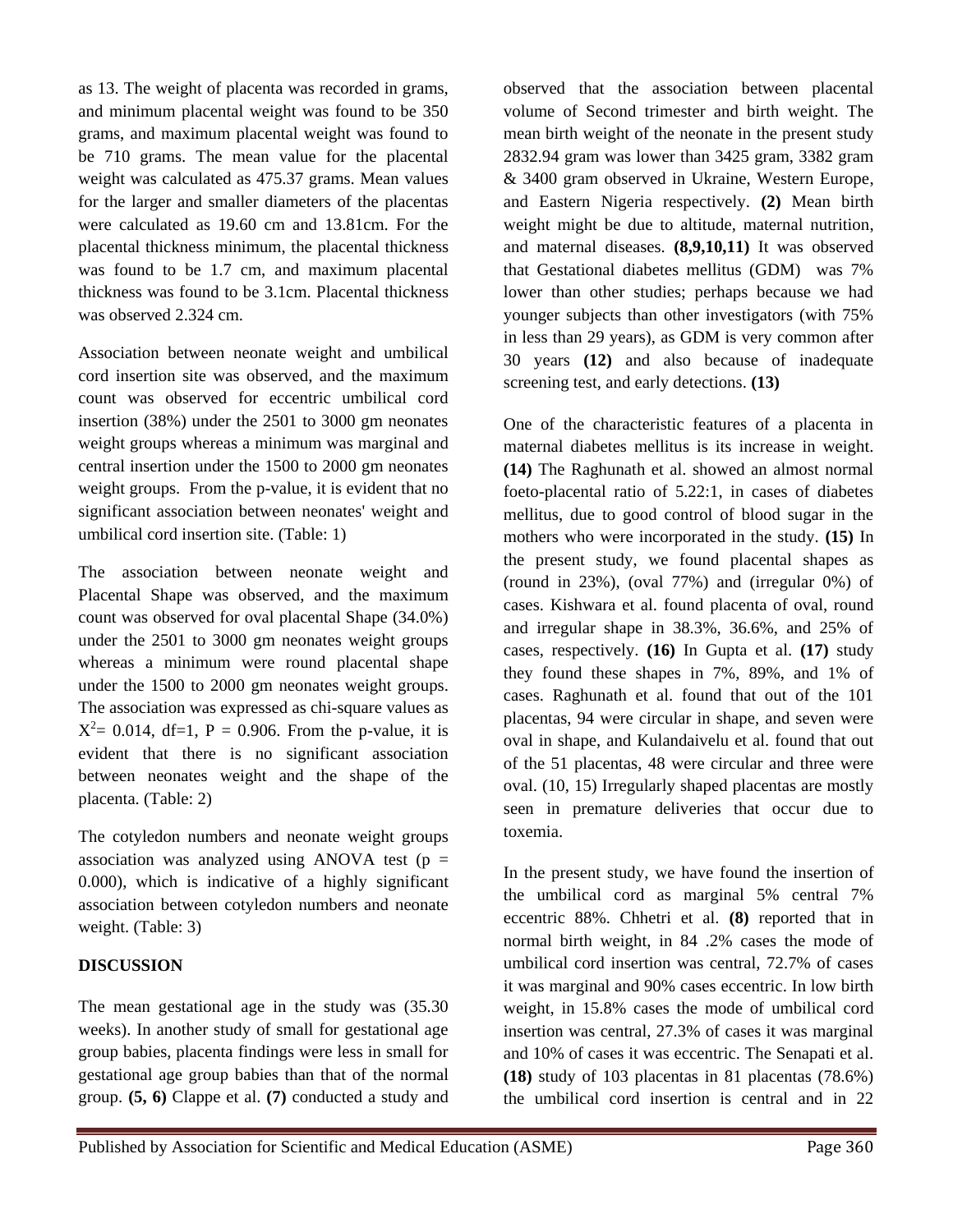as 13. The weight of placenta was recorded in grams, and minimum placental weight was found to be 350 grams, and maximum placental weight was found to be 710 grams. The mean value for the placental weight was calculated as 475.37 grams. Mean values for the larger and smaller diameters of the placentas were calculated as 19.60 cm and 13.81cm. For the placental thickness minimum, the placental thickness was found to be 1.7 cm, and maximum placental thickness was found to be 3.1cm. Placental thickness was observed 2.324 cm.

Association between neonate weight and umbilical cord insertion site was observed, and the maximum count was observed for eccentric umbilical cord insertion (38%) under the 2501 to 3000 gm neonates weight groups whereas a minimum was marginal and central insertion under the 1500 to 2000 gm neonates weight groups. From the p-value, it is evident that no significant association between neonates' weight and umbilical cord insertion site. (Table: 1)

The association between neonate weight and Placental Shape was observed, and the maximum count was observed for oval placental Shape (34.0%) under the 2501 to 3000 gm neonates weight groups whereas a minimum were round placental shape under the 1500 to 2000 gm neonates weight groups. The association was expressed as chi-square values as $X^2 = 0.014$, df=1, $P = 0.906$. From the p-value, it is evident that there is no significant association between neonates weight and the shape of the placenta. (Table: 2)

The cotyledon numbers and neonate weight groups association was analyzed using ANOVA test ($p = 0.000$), which is indicative of a highly significant association between cotyledon numbers and neonate weight. (Table: 3)

## DISCUSSION

The mean gestational age in the study was (35.30 weeks). In another study of small for gestational age group babies, placenta findings were less in small for gestational age group babies than that of the normal group. **(5, 6)** Clappe et al. **(7)** conducted a study and observed that the association between placental volume of Second trimester and birth weight. The mean birth weight of the neonate in the present study 2832.94 gram was lower than 3425 gram, 3382 gram & 3400 gram observed in Ukraine, Western Europe, and Eastern Nigeria respectively. **(2)** Mean birth weight might be due to altitude, maternal nutrition, and maternal diseases. **(8,9,10,11)** It was observed that Gestational diabetes mellitus (GDM) was 7% lower than other studies; perhaps because we had younger subjects than other investigators (with 75% in less than 29 years), as GDM is very common after 30 years **(12)** and also because of inadequate screening test, and early detections. **(13)**

One of the characteristic features of a placenta in maternal diabetes mellitus is its increase in weight. **(14)** The Raghunath et al. showed an almost normal foeto-placental ratio of 5.22:1, in cases of diabetes mellitus, due to good control of blood sugar in the mothers who were incorporated in the study. **(15)** In the present study, we found placental shapes as (round in 23%), (oval 77%) and (irregular 0%) of cases. Kishwara et al. found placenta of oval, round and irregular shape in 38.3%, 36.6%, and 25% of cases, respectively. **(16)** In Gupta et al. **(17)** study they found these shapes in 7%, 89%, and 1% of cases. Raghunath et al. found that out of the 101 placentas, 94 were circular in shape, and seven were oval in shape, and Kulandaivelu et al. found that out of the 51 placentas, 48 were circular and three were oval. (10, 15) Irregularly shaped placentas are mostly seen in premature deliveries that occur due to toxemia.

In the present study, we have found the insertion of the umbilical cord as marginal 5% central 7% eccentric 88%. Chhetri et al. **(8)** reported that in normal birth weight, in 84 .2% cases the mode of umbilical cord insertion was central, 72.7% of cases it was marginal and 90% cases eccentric. In low birth weight, in 15.8% cases the mode of umbilical cord insertion was central, 27.3% of cases it was marginal and 10% of cases it was eccentric. The Senapati et al. **(18)** study of 103 placentas in 81 placentas (78.6%) the umbilical cord insertion is central and in 22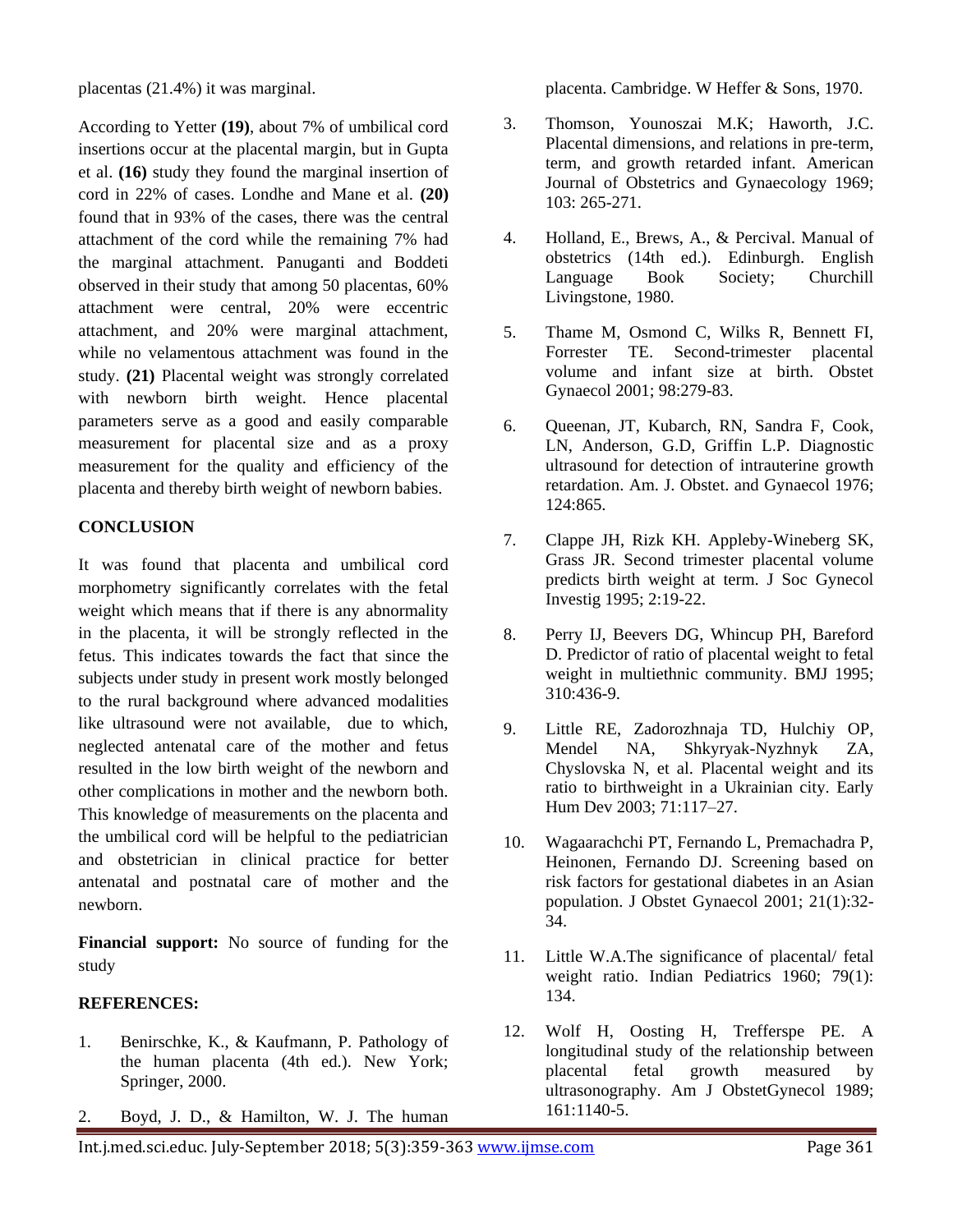placentas (21.4%) it was marginal.

According to Yetter **(19)**, about 7% of umbilical cord insertions occur at the placental margin, but in Gupta et al. **(16)** study they found the marginal insertion of cord in 22% of cases. Londhe and Mane et al. **(20)** found that in 93% of the cases, there was the central attachment of the cord while the remaining 7% had the marginal attachment. Panuganti and Boddeti observed in their study that among 50 placentas, 60% attachment were central, 20% were eccentric attachment, and 20% were marginal attachment, while no velamentous attachment was found in the study. **(21)** Placental weight was strongly correlated with newborn birth weight. Hence placental parameters serve as a good and easily comparable measurement for placental size and as a proxy measurement for the quality and efficiency of the placenta and thereby birth weight of newborn babies.

## CONCLUSION

It was found that placenta and umbilical cord morphometry significantly correlates with the fetal weight which means that if there is any abnormality in the placenta, it will be strongly reflected in the fetus. This indicates towards the fact that since the subjects under study in present work mostly belonged to the rural background where advanced modalities like ultrasound were not available, due to which, neglected antenatal care of the mother and fetus resulted in the low birth weight of the newborn and other complications in mother and the newborn both. This knowledge of measurements on the placenta and the umbilical cord will be helpful to the pediatrician and obstetrician in clinical practice for better antenatal and postnatal care of mother and the newborn.

**Financial support:** No source of funding for the study

## REFERENCES:

1. Benirschke, K., & Kaufmann, P. Pathology of the human placenta (4th ed.). New York; Springer, 2000.
2. Boyd, J. D., & Hamilton, W. J. The human placenta. Cambridge. W Heffer & Sons, 1970.
3. Thomson, Younoszai M.K; Haworth, J.C. Placental dimensions, and relations in pre-term, term, and growth retarded infant. American Journal of Obstetrics and Gynaecology 1969; 103: 265-271.
4. Holland, E., Brews, A., & Percival. Manual of obstetrics (14th ed.). Edinburgh. English Language Book Society; Churchill Livingstone, 1980.
5. Thame M, Osmond C, Wilks R, Bennett FI, Forrester TE. Second-trimester placental volume and infant size at birth. Obstet Gynaecol 2001; 98:279-83.
6. Queenan, JT, Kubarch, RN, Sandra F, Cook, LN, Anderson, G.D, Griffin L.P. Diagnostic ultrasound for detection of intrauterine growth retardation. Am. J. Obstet. and Gynaecol 1976; 124:865.
7. Clappe JH, Rizk KH. Appleby-Wineberg SK, Grass JR. Second trimester placental volume predicts birth weight at term. J Soc Gynecol Investig 1995; 2:19-22.
8. Perry IJ, Beevers DG, Whincup PH, Bareford D. Predictor of ratio of placental weight to fetal weight in multiethnic community. BMJ 1995; 310:436-9.
9. Little RE, Zadorozhnaja TD, Hulchiy OP, Mendel NA, Shkyryak-Nyzhnyk ZA, Chyslovska N, et al. Placental weight and its ratio to birthweight in a Ukrainian city. Early Hum Dev 2003; 71:117–27.
10. Wagaarachchi PT, Fernando L, Premachadra P, Heinonen, Fernando DJ. Screening based on risk factors for gestational diabetes in an Asian population. J Obstet Gynaecol 2001; 21(1):32-34.
11. Little W.A.The significance of placental/ fetal weight ratio. Indian Pediatrics 1960; 79(1): 134.
12. Wolf H, Oosting H, Trefferspe PE. A longitudinal study of the relationship between placental fetal growth measured by ultrasonography. Am J ObstetGynecol 1989; 161:1140-5.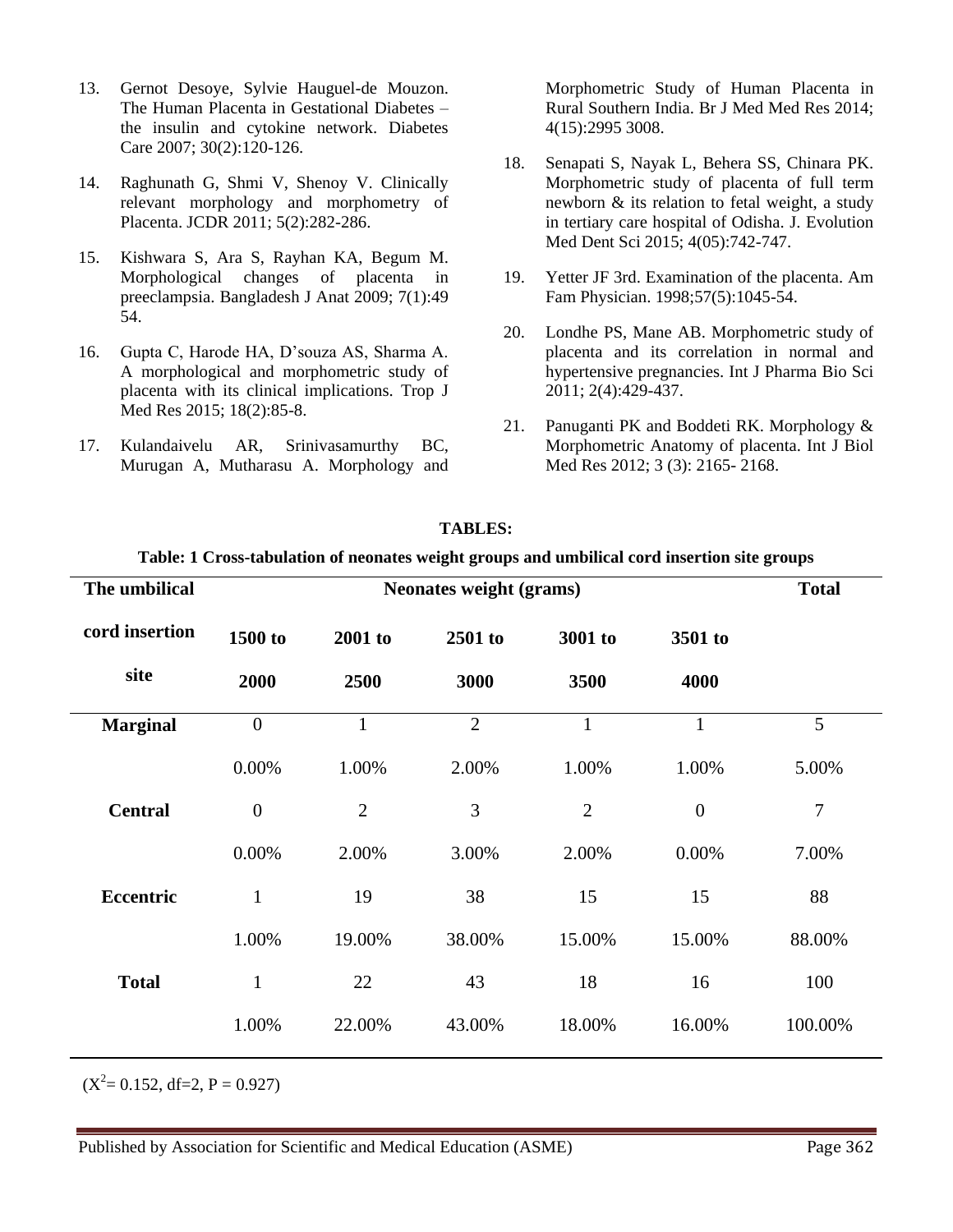13. Gernot Desoye, Sylvie Hauguel-de Mouzon. The Human Placenta in Gestational Diabetes – the insulin and cytokine network. Diabetes Care 2007; 30(2):120-126.

14. Raghunath G, Shmi V, Shenoy V. Clinically relevant morphology and morphometry of Placenta. JCDR 2011; 5(2):282-286.

15. Kishwara S, Ara S, Rayhan KA, Begum M. Morphological changes of placenta in preeclampsia. Bangladesh J Anat 2009; 7(1):49 54.

16. Gupta C, Harode HA, D'souza AS, Sharma A. A morphological and morphometric study of placenta with its clinical implications. Trop J Med Res 2015; 18(2):85-8.

17. Kulandaivelu AR, Srinivasamurthy BC, Murugan A, Mutharasu A. Morphology and Morphometric Study of Human Placenta in Rural Southern India. Br J Med Med Res 2014; 4(15):2995 3008.

18. Senapati S, Nayak L, Behera SS, Chinara PK. Morphometric study of placenta of full term newborn & its relation to fetal weight, a study in tertiary care hospital of Odisha. J. Evolution Med Dent Sci 2015; 4(05):742-747.

19. Yetter JF 3rd. Examination of the placenta. Am Fam Physician. 1998;57(5):1045-54.

20. Londhe PS, Mane AB. Morphometric study of placenta and its correlation in normal and hypertensive pregnancies. Int J Pharma Bio Sci 2011; 2(4):429-437.

21. Panuganti PK and Boddeti RK. Morphology & Morphometric Anatomy of placenta. Int J Biol Med Res 2012; 3 (3): 2165- 2168.

**TABLES:**

**Table: 1 Cross-tabulation of neonates weight groups and umbilical cord insertion site groups**

| The umbilical cord insertion site | Neonates weight (grams) | | | | | Total |
|---|---|---|---|---|---|---|
| | 1500 to 2000 | 2001 to 2500 | 2501 to 3000 | 3001 to 3500 | 3501 to 4000 | |
| **Marginal** | 0 | 1 | 2 | 1 | 1 | 5 |
| | 0.00% | 1.00% | 2.00% | 1.00% | 1.00% | 5.00% |
| **Central** | 0 | 2 | 3 | 2 | 0 | 7 |
| | 0.00% | 2.00% | 3.00% | 2.00% | 0.00% | 7.00% |
| **Eccentric** | 1 | 19 | 38 | 15 | 15 | 88 |
| | 1.00% | 19.00% | 38.00% | 15.00% | 15.00% | 88.00% |
| **Total** | 1 | 22 | 43 | 18 | 16 | 100 |
| | 1.00% | 22.00% | 43.00% | 18.00% | 16.00% | 100.00% |

($X^2$= 0.152, df=2, P = 0.927)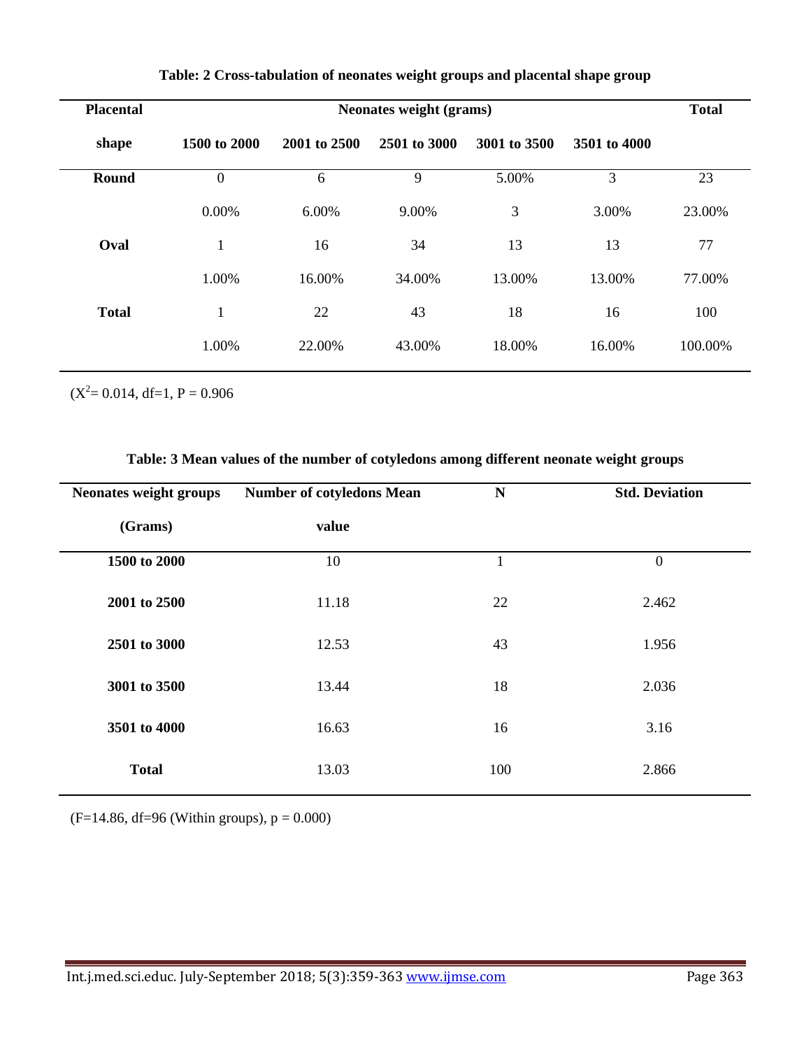**Table: 2 Cross-tabulation of neonates weight groups and placental shape group**

| Placental shape | Neonates weight (grams) | | | | | Total |
|---|---|---|---|---|---|---|
| | 1500 to 2000 | 2001 to 2500 | 2501 to 3000 | 3001 to 3500 | 3501 to 4000 | |
| **Round** | 0 | 6 | 9 | 5.00% | 3 | 23 |
| | 0.00% | 6.00% | 9.00% | 3 | 3.00% | 23.00% |
| **Oval** | 1 | 16 | 34 | 13 | 13 | 77 |
| | 1.00% | 16.00% | 34.00% | 13.00% | 13.00% | 77.00% |
| **Total** | 1 | 22 | 43 | 18 | 16 | 100 |
| | 1.00% | 22.00% | 43.00% | 18.00% | 16.00% | 100.00% |

($X^2$= 0.014, df=1, P = 0.906

**Table: 3 Mean values of the number of cotyledons among different neonate weight groups**

| Neonates weight groups (Grams) | Number of cotyledons Mean value | N | Std. Deviation |
|---|---|---|---|
| **1500 to 2000** | 10 | 1 | 0 |
| **2001 to 2500** | 11.18 | 22 | 2.462 |
| **2501 to 3000** | 12.53 | 43 | 1.956 |
| **3001 to 3500** | 13.44 | 18 | 2.036 |
| **3501 to 4000** | 16.63 | 16 | 3.16 |
| **Total** | 13.03 | 100 | 2.866 |

(F=14.86, df=96 (Within groups), p = 0.000)